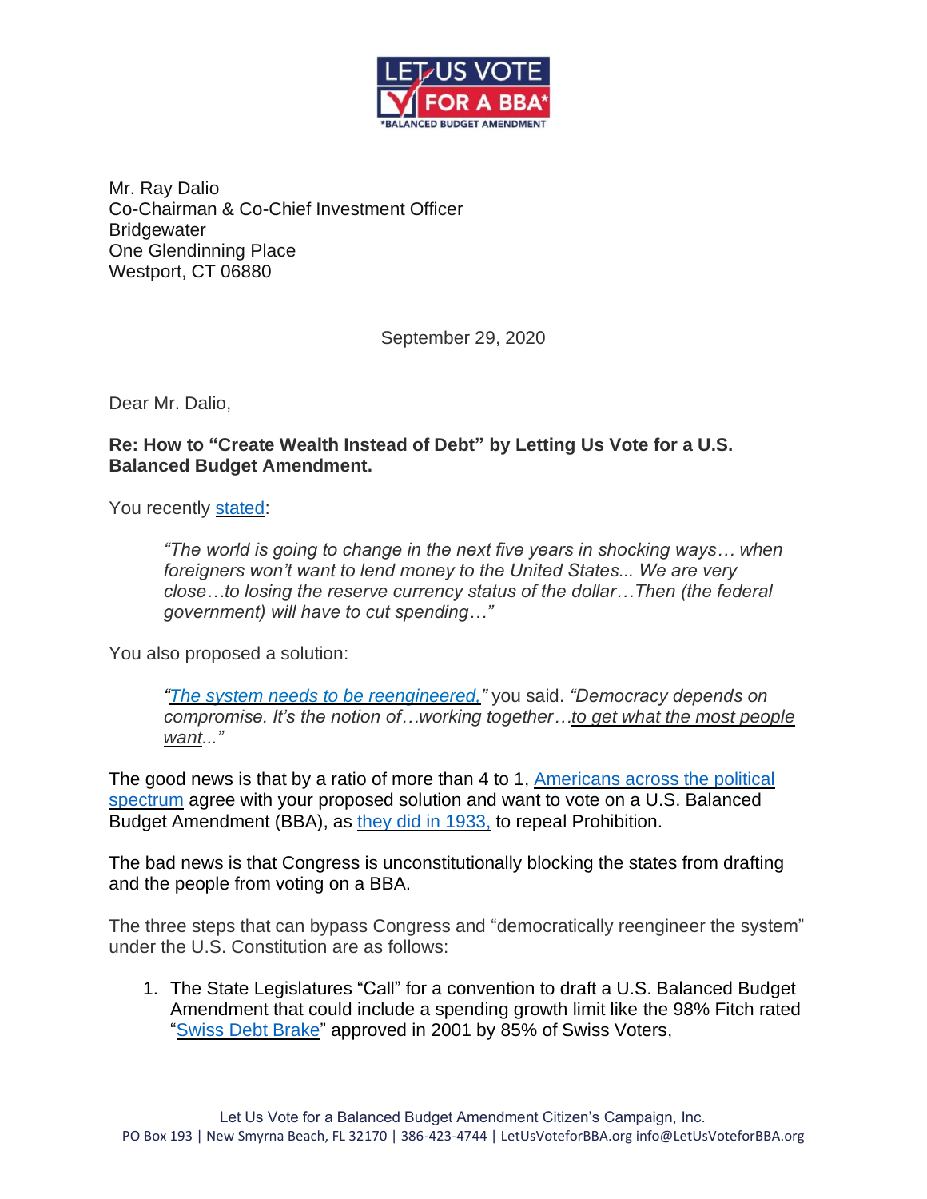LET US VOTE FOR A BBA*

*BALANCED BUDGET AMENDMENT

Mr. Ray Dalio
Co-Chairman & Co-Chief Investment Officer
Bridgewater
One Glendinning Place
Westport, CT 06880

September 29, 2020

Dear Mr. Dalio,

**Re: How to "Create Wealth Instead of Debt" by Letting Us Vote for a U.S. Balanced Budget Amendment.**

You recently stated:

> *"The world is going to change in the next five years in shocking ways… when foreigners won't want to lend money to the United States... We are very close…to losing the reserve currency status of the dollar…Then (the federal government) will have to cut spending…"*

You also proposed a solution:

> *"The system needs to be reengineered,"* you said. *"Democracy depends on compromise. It's the notion of…working together…to get what the most people want..."*

The good news is that by a ratio of more than 4 to 1, Americans across the political spectrum agree with your proposed solution and want to vote on a U.S. Balanced Budget Amendment (BBA), as they did in 1933, to repeal Prohibition.

The bad news is that Congress is unconstitutionally blocking the states from drafting and the people from voting on a BBA.

The three steps that can bypass Congress and "democratically reengineer the system" under the U.S. Constitution are as follows:

1. The State Legislatures "Call" for a convention to draft a U.S. Balanced Budget Amendment that could include a spending growth limit like the 98% Fitch rated "Swiss Debt Brake" approved in 2001 by 85% of Swiss Voters,

Let Us Vote for a Balanced Budget Amendment Citizen's Campaign, Inc.
PO Box 193 | New Smyrna Beach, FL 32170 | 386-423-4744 | LetUsVoteforBBA.org info@LetUsVoteforBBA.org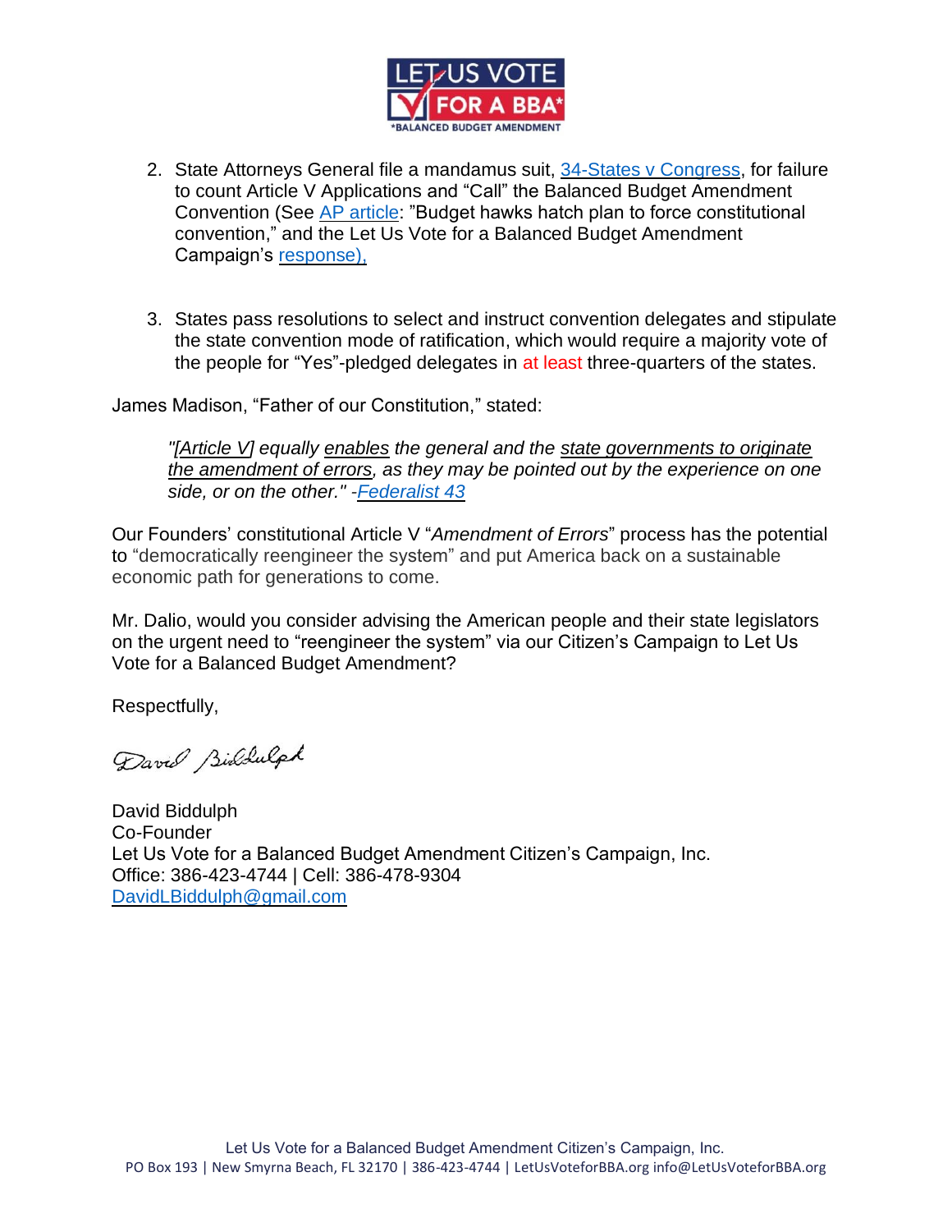2. State Attorneys General file a mandamus suit, 34-States v Congress, for failure to count Article V Applications and “Call” the Balanced Budget Amendment Convention (See AP article: ”Budget hawks hatch plan to force constitutional convention,” and the Let Us Vote for a Balanced Budget Amendment Campaign’s response),

3. States pass resolutions to select and instruct convention delegates and stipulate the state convention mode of ratification, which would require a majority vote of the people for “Yes”-pledged delegates in at least three-quarters of the states.

James Madison, “Father of our Constitution,” stated:

> *"[Article V] equally enables the general and the state governments to originate the amendment of errors, as they may be pointed out by the experience on one side, or on the other." -Federalist 43*

Our Founders’ constitutional Article V “*Amendment of Errors*” process has the potential to “democratically reengineer the system” and put America back on a sustainable economic path for generations to come.

Mr. Dalio, would you consider advising the American people and their state legislators on the urgent need to “reengineer the system” via our Citizen’s Campaign to Let Us Vote for a Balanced Budget Amendment?

Respectfully,

David Biddulph

David Biddulph
Co-Founder
Let Us Vote for a Balanced Budget Amendment Citizen’s Campaign, Inc.
Office: 386-423-4744 | Cell: 386-478-9304
DavidLBiddulph@gmail.com